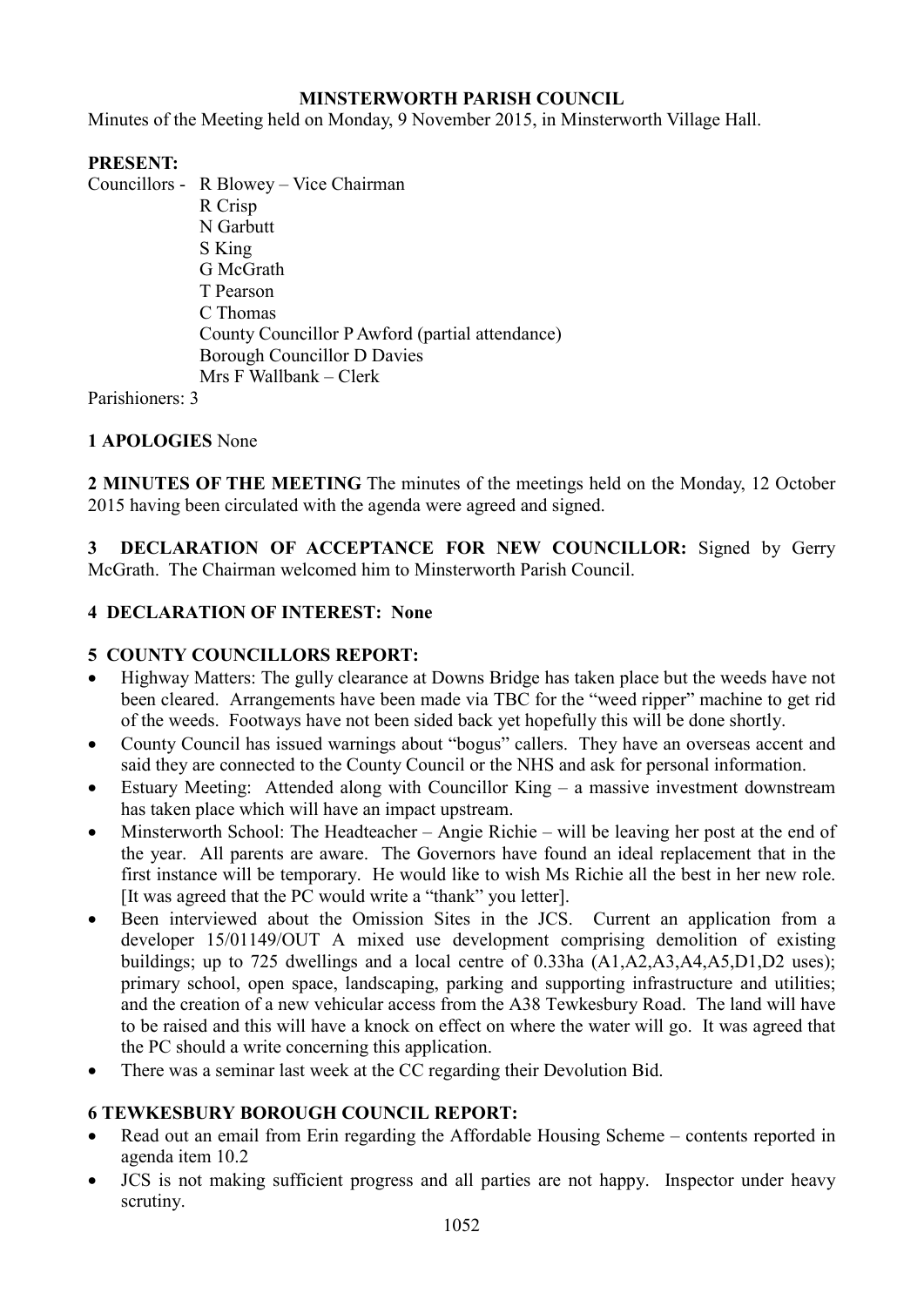**MINSTERWORTH PARISH COUNCIL**

Minutes of the Meeting held on Monday, 9 November 2015, in Minsterworth Village Hall.

**PRESENT:**

Councillors - R Blowey – Vice Chairman
R Crisp
N Garbutt
S King
G McGrath
T Pearson
C Thomas
County Councillor P Awford (partial attendance)
Borough Councillor D Davies
Mrs F Wallbank – Clerk

Parishioners: 3

**1 APOLOGIES** None

**2 MINUTES OF THE MEETING** The minutes of the meetings held on the Monday, 12 October 2015 having been circulated with the agenda were agreed and signed.

**3 DECLARATION OF ACCEPTANCE FOR NEW COUNCILLOR:** Signed by Gerry McGrath. The Chairman welcomed him to Minsterworth Parish Council.

**4 DECLARATION OF INTEREST: None**

**5 COUNTY COUNCILLORS REPORT:**

- Highway Matters: The gully clearance at Downs Bridge has taken place but the weeds have not been cleared. Arrangements have been made via TBC for the "weed ripper" machine to get rid of the weeds. Footways have not been sided back yet hopefully this will be done shortly.
- County Council has issued warnings about "bogus" callers. They have an overseas accent and said they are connected to the County Council or the NHS and ask for personal information.
- Estuary Meeting: Attended along with Councillor King – a massive investment downstream has taken place which will have an impact upstream.
- Minsterworth School: The Headteacher – Angie Richie – will be leaving her post at the end of the year. All parents are aware. The Governors have found an ideal replacement that in the first instance will be temporary. He would like to wish Ms Richie all the best in her new role. [It was agreed that the PC would write a "thank" you letter].
- Been interviewed about the Omission Sites in the JCS. Current an application from a developer 15/01149/OUT A mixed use development comprising demolition of existing buildings; up to 725 dwellings and a local centre of 0.33ha (A1,A2,A3,A4,A5,D1,D2 uses); primary school, open space, landscaping, parking and supporting infrastructure and utilities; and the creation of a new vehicular access from the A38 Tewkesbury Road. The land will have to be raised and this will have a knock on effect on where the water will go. It was agreed that the PC should a write concerning this application.
- There was a seminar last week at the CC regarding their Devolution Bid.

**6 TEWKESBURY BOROUGH COUNCIL REPORT:**

- Read out an email from Erin regarding the Affordable Housing Scheme – contents reported in agenda item 10.2
- JCS is not making sufficient progress and all parties are not happy. Inspector under heavy scrutiny.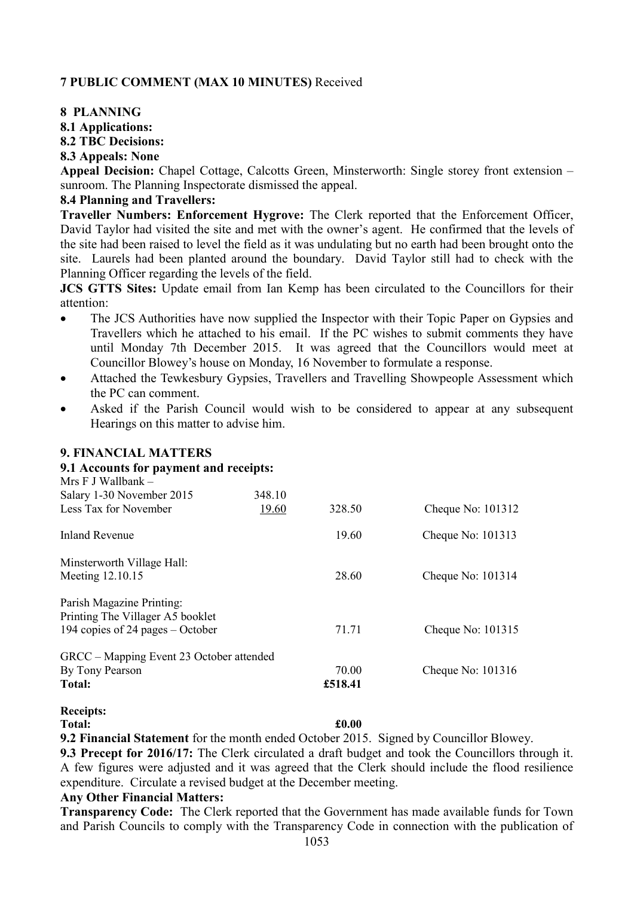**7 PUBLIC COMMENT (MAX 10 MINUTES)** Received

**8 PLANNING**

**8.1 Applications:**

**8.2 TBC Decisions:**

**8.3 Appeals: None**

**Appeal Decision:** Chapel Cottage, Calcotts Green, Minsterworth: Single storey front extension – sunroom. The Planning Inspectorate dismissed the appeal.

**8.4 Planning and Travellers:**

**Traveller Numbers: Enforcement Hygrove:** The Clerk reported that the Enforcement Officer, David Taylor had visited the site and met with the owner's agent. He confirmed that the levels of the site had been raised to level the field as it was undulating but no earth had been brought onto the site. Laurels had been planted around the boundary. David Taylor still had to check with the Planning Officer regarding the levels of the field.

**JCS GTTS Sites:** Update email from Ian Kemp has been circulated to the Councillors for their attention:

- The JCS Authorities have now supplied the Inspector with their Topic Paper on Gypsies and Travellers which he attached to his email. If the PC wishes to submit comments they have until Monday 7th December 2015. It was agreed that the Councillors would meet at Councillor Blowey's house on Monday, 16 November to formulate a response.
- Attached the Tewkesbury Gypsies, Travellers and Travelling Showpeople Assessment which the PC can comment.
- Asked if the Parish Council would wish to be considered to appear at any subsequent Hearings on this matter to advise him.

**9. FINANCIAL MATTERS**

**9.1 Accounts for payment and receipts:**

| | | | |
|---|---|---|---|
| Mrs F J Wallbank – | | | |
| Salary 1-30 November 2015 | 348.10 | | |
| Less Tax for November | 19.60 | 328.50 | Cheque No: 101312 |
| Inland Revenue | | 19.60 | Cheque No: 101313 |
| Minsterworth Village Hall: | | | |
| Meeting 12.10.15 | | 28.60 | Cheque No: 101314 |
| Parish Magazine Printing: | | | |
| Printing The Villager A5 booklet | | | |
| 194 copies of 24 pages – October | | 71.71 | Cheque No: 101315 |
| GRCC – Mapping Event 23 October attended | | | |
| By Tony Pearson | | 70.00 | Cheque No: 101316 |
| **Total:** | | **£518.41** | |

**Receipts:**

**Total:** **£0.00**

**9.2 Financial Statement** for the month ended October 2015. Signed by Councillor Blowey.

**9.3 Precept for 2016/17:** The Clerk circulated a draft budget and took the Councillors through it. A few figures were adjusted and it was agreed that the Clerk should include the flood resilience expenditure. Circulate a revised budget at the December meeting.

**Any Other Financial Matters:**

**Transparency Code:** The Clerk reported that the Government has made available funds for Town and Parish Councils to comply with the Transparency Code in connection with the publication of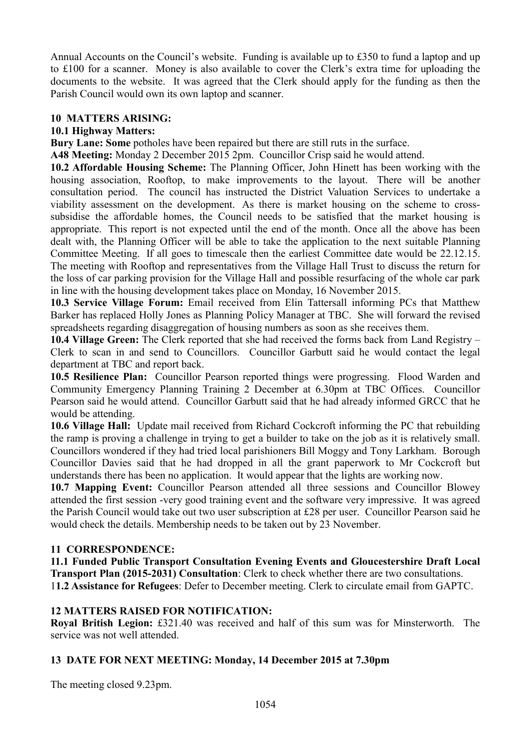Annual Accounts on the Council's website. Funding is available up to £350 to fund a laptop and up to £100 for a scanner. Money is also available to cover the Clerk's extra time for uploading the documents to the website. It was agreed that the Clerk should apply for the funding as then the Parish Council would own its own laptop and scanner.

**10 MATTERS ARISING:**

**10.1 Highway Matters:**

**Bury Lane: Some** potholes have been repaired but there are still ruts in the surface.

**A48 Meeting:** Monday 2 December 2015 2pm. Councillor Crisp said he would attend.

**10.2 Affordable Housing Scheme:** The Planning Officer, John Hinett has been working with the housing association, Rooftop, to make improvements to the layout. There will be another consultation period. The council has instructed the District Valuation Services to undertake a viability assessment on the development. As there is market housing on the scheme to cross-subsidise the affordable homes, the Council needs to be satisfied that the market housing is appropriate. This report is not expected until the end of the month. Once all the above has been dealt with, the Planning Officer will be able to take the application to the next suitable Planning Committee Meeting. If all goes to timescale then the earliest Committee date would be 22.12.15. The meeting with Rooftop and representatives from the Village Hall Trust to discuss the return for the loss of car parking provision for the Village Hall and possible resurfacing of the whole car park in line with the housing development takes place on Monday, 16 November 2015.

**10.3 Service Village Forum:** Email received from Elin Tattersall informing PCs that Matthew Barker has replaced Holly Jones as Planning Policy Manager at TBC. She will forward the revised spreadsheets regarding disaggregation of housing numbers as soon as she receives them.

**10.4 Village Green:** The Clerk reported that she had received the forms back from Land Registry – Clerk to scan in and send to Councillors. Councillor Garbutt said he would contact the legal department at TBC and report back.

**10.5 Resilience Plan:** Councillor Pearson reported things were progressing. Flood Warden and Community Emergency Planning Training 2 December at 6.30pm at TBC Offices. Councillor Pearson said he would attend. Councillor Garbutt said that he had already informed GRCC that he would be attending.

**10.6 Village Hall:** Update mail received from Richard Cockcroft informing the PC that rebuilding the ramp is proving a challenge in trying to get a builder to take on the job as it is relatively small. Councillors wondered if they had tried local parishioners Bill Moggy and Tony Larkham. Borough Councillor Davies said that he had dropped in all the grant paperwork to Mr Cockcroft but understands there has been no application. It would appear that the lights are working now.

**10.7 Mapping Event:** Councillor Pearson attended all three sessions and Councillor Blowey attended the first session -very good training event and the software very impressive. It was agreed the Parish Council would take out two user subscription at £28 per user. Councillor Pearson said he would check the details. Membership needs to be taken out by 23 November.

**11 CORRESPONDENCE:**

**11.1 Funded Public Transport Consultation Evening Events and Gloucestershire Draft Local Transport Plan (2015-2031) Consultation**: Clerk to check whether there are two consultations.

1**1.2 Assistance for Refugees**: Defer to December meeting. Clerk to circulate email from GAPTC.

**12 MATTERS RAISED FOR NOTIFICATION:**

**Royal British Legion:** £321.40 was received and half of this sum was for Minsterworth. The service was not well attended.

**13 DATE FOR NEXT MEETING: Monday, 14 December 2015 at 7.30pm**

The meeting closed 9.23pm.